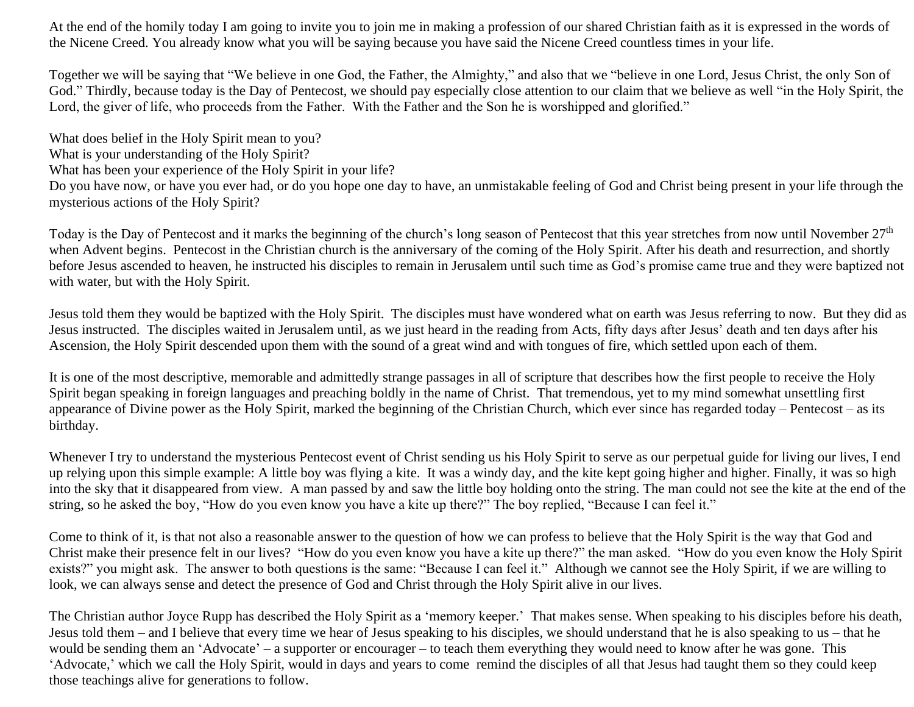At the end of the homily today I am going to invite you to join me in making a profession of our shared Christian faith as it is expressed in the words of the Nicene Creed. You already know what you will be saying because you have said the Nicene Creed countless times in your life.

Together we will be saying that "We believe in one God, the Father, the Almighty," and also that we "believe in one Lord, Jesus Christ, the only Son of God." Thirdly, because today is the Day of Pentecost, we should pay especially close attention to our claim that we believe as well "in the Holy Spirit, the Lord, the giver of life, who proceeds from the Father. With the Father and the Son he is worshipped and glorified."

What does belief in the Holy Spirit mean to you?
What is your understanding of the Holy Spirit?
What has been your experience of the Holy Spirit in your life?
Do you have now, or have you ever had, or do you hope one day to have, an unmistakable feeling of God and Christ being present in your life through the mysterious actions of the Holy Spirit?

Today is the Day of Pentecost and it marks the beginning of the church's long season of Pentecost that this year stretches from now until November 27th when Advent begins. Pentecost in the Christian church is the anniversary of the coming of the Holy Spirit. After his death and resurrection, and shortly before Jesus ascended to heaven, he instructed his disciples to remain in Jerusalem until such time as God's promise came true and they were baptized not with water, but with the Holy Spirit.

Jesus told them they would be baptized with the Holy Spirit. The disciples must have wondered what on earth was Jesus referring to now. But they did as Jesus instructed. The disciples waited in Jerusalem until, as we just heard in the reading from Acts, fifty days after Jesus' death and ten days after his Ascension, the Holy Spirit descended upon them with the sound of a great wind and with tongues of fire, which settled upon each of them.

It is one of the most descriptive, memorable and admittedly strange passages in all of scripture that describes how the first people to receive the Holy Spirit began speaking in foreign languages and preaching boldly in the name of Christ. That tremendous, yet to my mind somewhat unsettling first appearance of Divine power as the Holy Spirit, marked the beginning of the Christian Church, which ever since has regarded today – Pentecost – as its birthday.

Whenever I try to understand the mysterious Pentecost event of Christ sending us his Holy Spirit to serve as our perpetual guide for living our lives, I end up relying upon this simple example: A little boy was flying a kite. It was a windy day, and the kite kept going higher and higher. Finally, it was so high into the sky that it disappeared from view. A man passed by and saw the little boy holding onto the string. The man could not see the kite at the end of the string, so he asked the boy, "How do you even know you have a kite up there?" The boy replied, "Because I can feel it."

Come to think of it, is that not also a reasonable answer to the question of how we can profess to believe that the Holy Spirit is the way that God and Christ make their presence felt in our lives? "How do you even know you have a kite up there?" the man asked. "How do you even know the Holy Spirit exists?" you might ask. The answer to both questions is the same: "Because I can feel it." Although we cannot see the Holy Spirit, if we are willing to look, we can always sense and detect the presence of God and Christ through the Holy Spirit alive in our lives.

The Christian author Joyce Rupp has described the Holy Spirit as a 'memory keeper.' That makes sense. When speaking to his disciples before his death, Jesus told them – and I believe that every time we hear of Jesus speaking to his disciples, we should understand that he is also speaking to us – that he would be sending them an 'Advocate' – a supporter or encourager – to teach them everything they would need to know after he was gone. This 'Advocate,' which we call the Holy Spirit, would in days and years to come remind the disciples of all that Jesus had taught them so they could keep those teachings alive for generations to follow.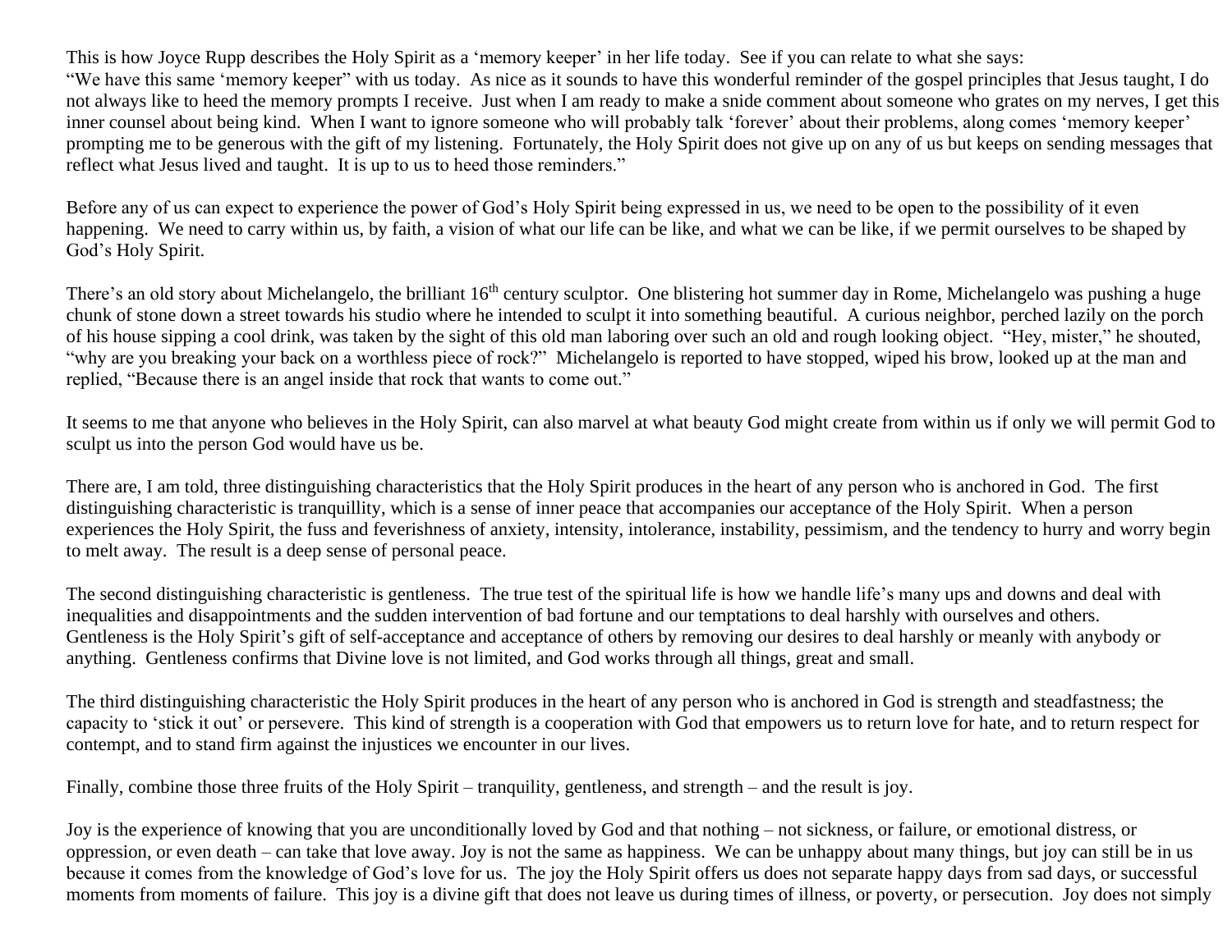This is how Joyce Rupp describes the Holy Spirit as a 'memory keeper' in her life today. See if you can relate to what she says:
"We have this same 'memory keeper" with us today. As nice as it sounds to have this wonderful reminder of the gospel principles that Jesus taught, I do not always like to heed the memory prompts I receive. Just when I am ready to make a snide comment about someone who grates on my nerves, I get this inner counsel about being kind. When I want to ignore someone who will probably talk 'forever' about their problems, along comes 'memory keeper' prompting me to be generous with the gift of my listening. Fortunately, the Holy Spirit does not give up on any of us but keeps on sending messages that reflect what Jesus lived and taught. It is up to us to heed those reminders."

Before any of us can expect to experience the power of God's Holy Spirit being expressed in us, we need to be open to the possibility of it even happening. We need to carry within us, by faith, a vision of what our life can be like, and what we can be like, if we permit ourselves to be shaped by God's Holy Spirit.

There's an old story about Michelangelo, the brilliant 16th century sculptor. One blistering hot summer day in Rome, Michelangelo was pushing a huge chunk of stone down a street towards his studio where he intended to sculpt it into something beautiful. A curious neighbor, perched lazily on the porch of his house sipping a cool drink, was taken by the sight of this old man laboring over such an old and rough looking object. "Hey, mister," he shouted, "why are you breaking your back on a worthless piece of rock?" Michelangelo is reported to have stopped, wiped his brow, looked up at the man and replied, "Because there is an angel inside that rock that wants to come out."

It seems to me that anyone who believes in the Holy Spirit, can also marvel at what beauty God might create from within us if only we will permit God to sculpt us into the person God would have us be.

There are, I am told, three distinguishing characteristics that the Holy Spirit produces in the heart of any person who is anchored in God. The first distinguishing characteristic is tranquillity, which is a sense of inner peace that accompanies our acceptance of the Holy Spirit. When a person experiences the Holy Spirit, the fuss and feverishness of anxiety, intensity, intolerance, instability, pessimism, and the tendency to hurry and worry begin to melt away. The result is a deep sense of personal peace.

The second distinguishing characteristic is gentleness. The true test of the spiritual life is how we handle life's many ups and downs and deal with inequalities and disappointments and the sudden intervention of bad fortune and our temptations to deal harshly with ourselves and others. Gentleness is the Holy Spirit's gift of self-acceptance and acceptance of others by removing our desires to deal harshly or meanly with anybody or anything. Gentleness confirms that Divine love is not limited, and God works through all things, great and small.

The third distinguishing characteristic the Holy Spirit produces in the heart of any person who is anchored in God is strength and steadfastness; the capacity to 'stick it out' or persevere. This kind of strength is a cooperation with God that empowers us to return love for hate, and to return respect for contempt, and to stand firm against the injustices we encounter in our lives.

Finally, combine those three fruits of the Holy Spirit – tranquility, gentleness, and strength – and the result is joy.

Joy is the experience of knowing that you are unconditionally loved by God and that nothing – not sickness, or failure, or emotional distress, or oppression, or even death – can take that love away. Joy is not the same as happiness. We can be unhappy about many things, but joy can still be in us because it comes from the knowledge of God's love for us. The joy the Holy Spirit offers us does not separate happy days from sad days, or successful moments from moments of failure. This joy is a divine gift that does not leave us during times of illness, or poverty, or persecution. Joy does not simply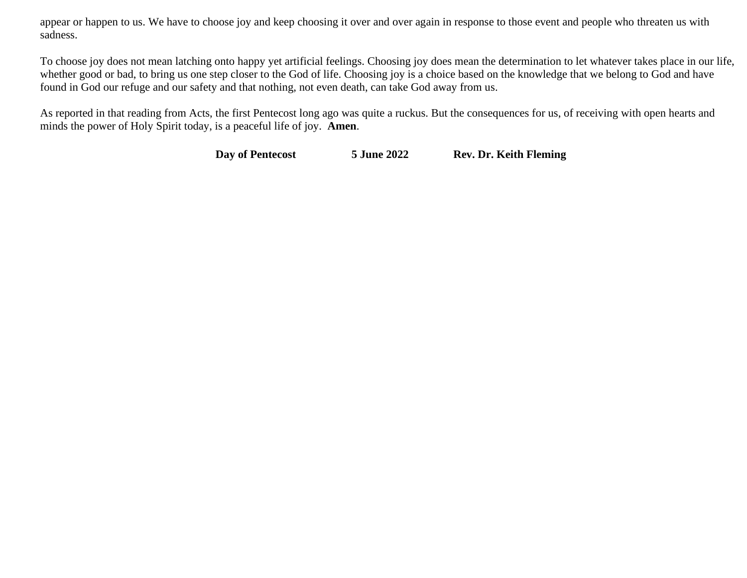appear or happen to us. We have to choose joy and keep choosing it over and over again in response to those event and people who threaten us with sadness.

To choose joy does not mean latching onto happy yet artificial feelings. Choosing joy does mean the determination to let whatever takes place in our life, whether good or bad, to bring us one step closer to the God of life. Choosing joy is a choice based on the knowledge that we belong to God and have found in God our refuge and our safety and that nothing, not even death, can take God away from us.

As reported in that reading from Acts, the first Pentecost long ago was quite a ruckus. But the consequences for us, of receiving with open hearts and minds the power of Holy Spirit today, is a peaceful life of joy. **Amen**.

**Day of Pentecost** **5 June 2022** **Rev. Dr. Keith Fleming**